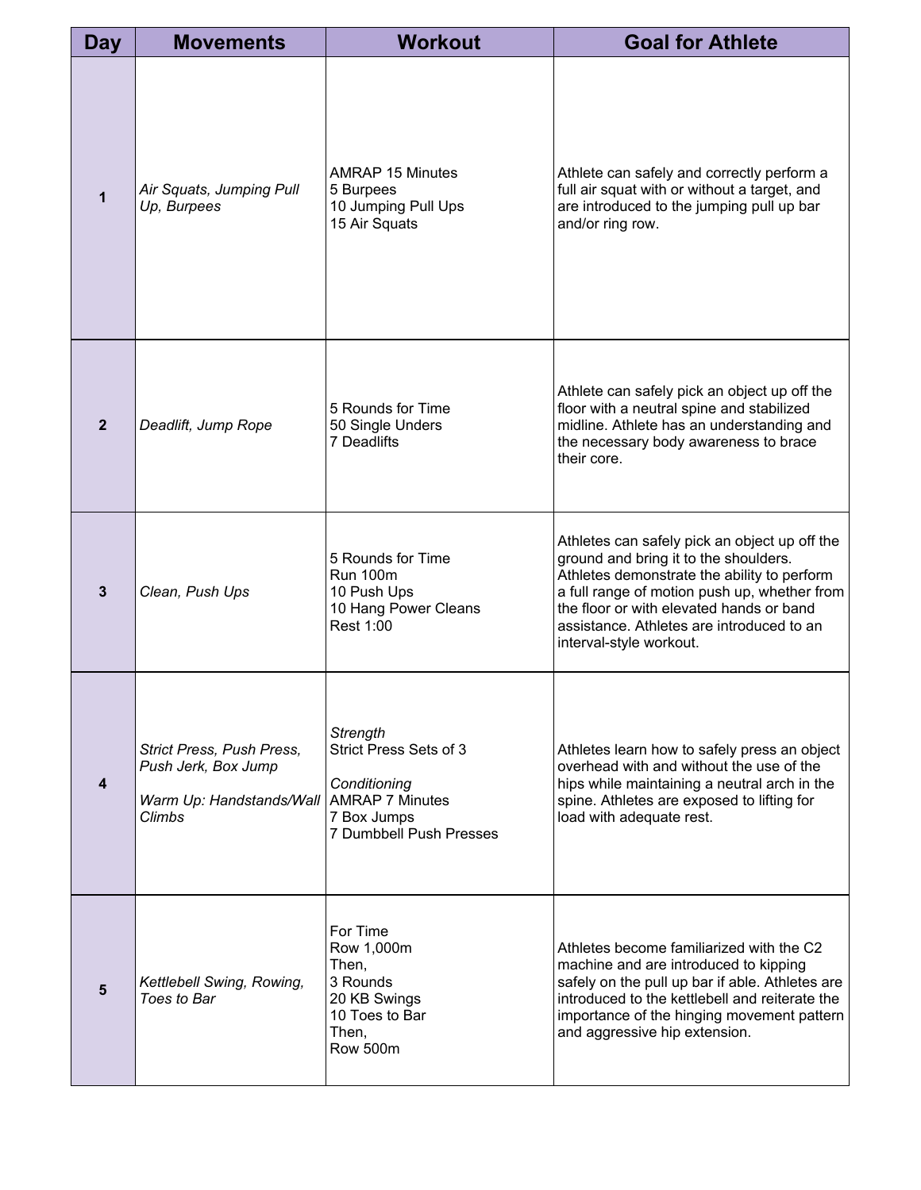| Day | Movements | Workout | Goal for Athlete |
|---|---|---|---|
| **1** | *Air Squats, Jumping Pull Up, Burpees* | AMRAP 15 Minutes<br>5 Burpees<br>10 Jumping Pull Ups<br>15 Air Squats | Athlete can safely and correctly perform a full air squat with or without a target, and are introduced to the jumping pull up bar and/or ring row. |
| **2** | *Deadlift, Jump Rope* | 5 Rounds for Time<br>50 Single Unders<br>7 Deadlifts | Athlete can safely pick an object up off the floor with a neutral spine and stabilized midline. Athlete has an understanding and the necessary body awareness to brace their core. |
| **3** | *Clean, Push Ups* | 5 Rounds for Time<br>Run 100m<br>10 Push Ups<br>10 Hang Power Cleans<br>Rest 1:00 | Athletes can safely pick an object up off the ground and bring it to the shoulders. Athletes demonstrate the ability to perform a full range of motion push up, whether from the floor or with elevated hands or band assistance. Athletes are introduced to an interval-style workout. |
| **4** | *Strict Press, Push Press, Push Jerk, Box Jump*<br><br>*Warm Up: Handstands/Wall Climbs* | *Strength*<br>Strict Press Sets of 3<br><br>*Conditioning*<br>AMRAP 7 Minutes<br>7 Box Jumps<br>7 Dumbbell Push Presses | Athletes learn how to safely press an object overhead with and without the use of the hips while maintaining a neutral arch in the spine. Athletes are exposed to lifting for load with adequate rest. |
| **5** | *Kettlebell Swing, Rowing, Toes to Bar* | For Time<br>Row 1,000m<br>Then,<br>3 Rounds<br>20 KB Swings<br>10 Toes to Bar<br>Then,<br>Row 500m | Athletes become familiarized with the C2 machine and are introduced to kipping safely on the pull up bar if able. Athletes are introduced to the kettlebell and reiterate the importance of the hinging movement pattern and aggressive hip extension. |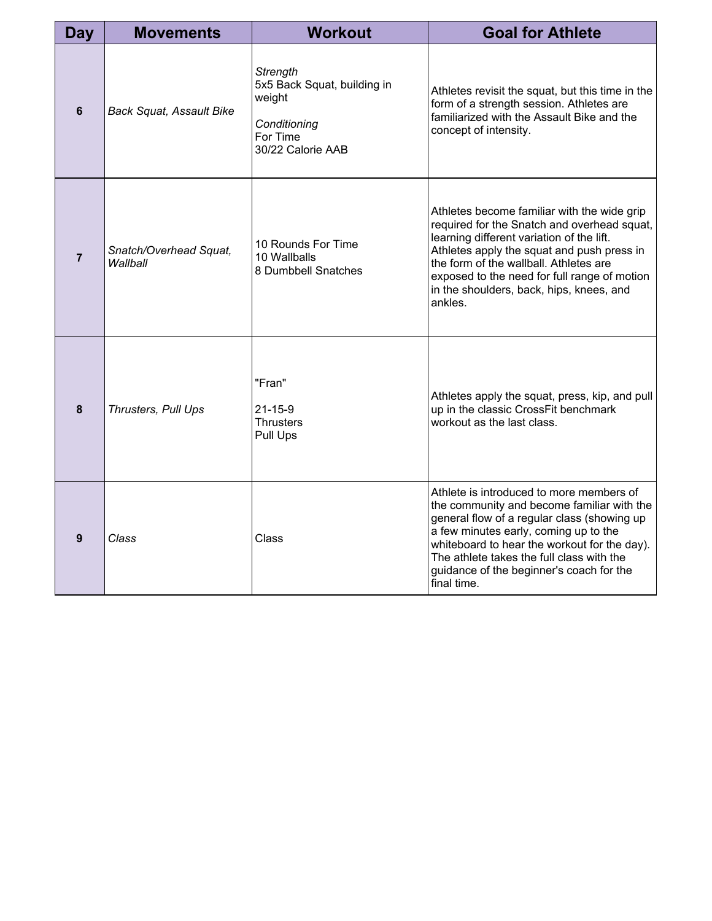| Day | Movements | Workout | Goal for Athlete |
| --- | --- | --- | --- |
| 6 | *Back Squat, Assault Bike* | *Strength*<br>5x5 Back Squat, building in weight<br><br>*Conditioning*<br>For Time<br>30/22 Calorie AAB | Athletes revisit the squat, but this time in the form of a strength session. Athletes are familiarized with the Assault Bike and the concept of intensity. |
| 7 | *Snatch/Overhead Squat, Wallball* | 10 Rounds For Time<br>10 Wallballs<br>8 Dumbbell Snatches | Athletes become familiar with the wide grip required for the Snatch and overhead squat, learning different variation of the lift. Athletes apply the squat and push press in the form of the wallball. Athletes are exposed to the need for full range of motion in the shoulders, back, hips, knees, and ankles. |
| 8 | *Thrusters, Pull Ups* | "Fran"<br><br>21-15-9<br>Thrusters<br>Pull Ups | Athletes apply the squat, press, kip, and pull up in the classic CrossFit benchmark workout as the last class. |
| 9 | *Class* | Class | Athlete is introduced to more members of the community and become familiar with the general flow of a regular class (showing up a few minutes early, coming up to the whiteboard to hear the workout for the day). The athlete takes the full class with the guidance of the beginner's coach for the final time. |